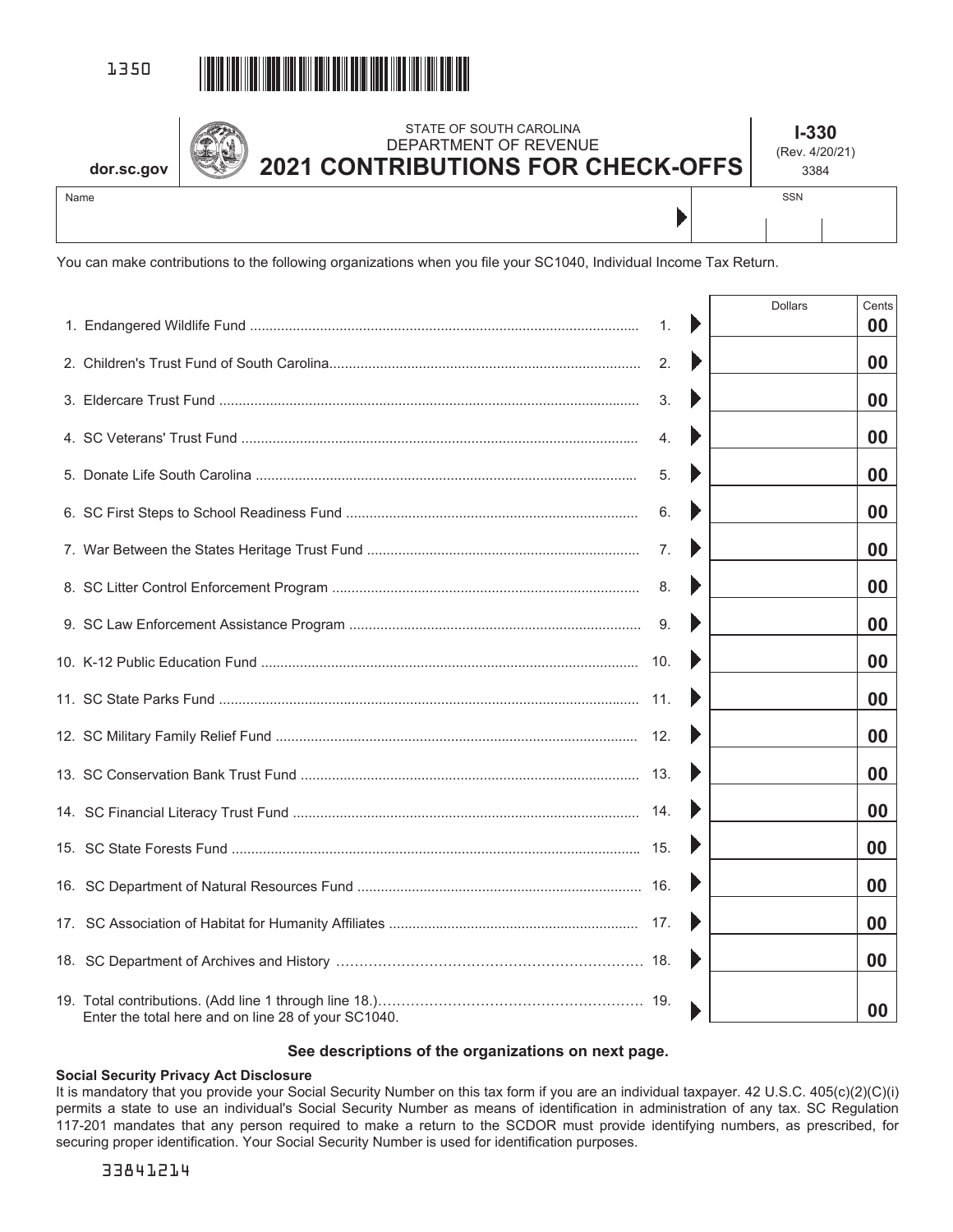1350

dor.sc.gov

STATE OF SOUTH CAROLINA
DEPARTMENT OF REVENUE

# 2021 CONTRIBUTIONS FOR CHECK-OFFS

**I-330**
(Rev. 4/20/21)
3384

| Name | SSN |
|---|---|
| | |

You can make contributions to the following organizations when you file your SC1040, Individual Income Tax Return.

| | | Dollars | Cents |
|---|---|---|---|
| 1. Endangered Wildlife Fund | 1. | | 00 |
| 2. Children's Trust Fund of South Carolina | 2. | | 00 |
| 3. Eldercare Trust Fund | 3. | | 00 |
| 4. SC Veterans' Trust Fund | 4. | | 00 |
| 5. Donate Life South Carolina | 5. | | 00 |
| 6. SC First Steps to School Readiness Fund | 6. | | 00 |
| 7. War Between the States Heritage Trust Fund | 7. | | 00 |
| 8. SC Litter Control Enforcement Program | 8. | | 00 |
| 9. SC Law Enforcement Assistance Program | 9. | | 00 |
| 10. K-12 Public Education Fund | 10. | | 00 |
| 11. SC State Parks Fund | 11. | | 00 |
| 12. SC Military Family Relief Fund | 12. | | 00 |
| 13. SC Conservation Bank Trust Fund | 13. | | 00 |
| 14. SC Financial Literacy Trust Fund | 14. | | 00 |
| 15. SC State Forests Fund | 15. | | 00 |
| 16. SC Department of Natural Resources Fund | 16. | | 00 |
| 17. SC Association of Habitat for Humanity Affiliates | 17. | | 00 |
| 18. SC Department of Archives and History | 18. | | 00 |
| 19. Total contributions. (Add line 1 through line 18.) Enter the total here and on line 28 of your SC1040. | 19. | | 00 |

**See descriptions of the organizations on next page.**

**Social Security Privacy Act Disclosure**

It is mandatory that you provide your Social Security Number on this tax form if you are an individual taxpayer. 42 U.S.C. 405(c)(2)(C)(i) permits a state to use an individual's Social Security Number as means of identification in administration of any tax. SC Regulation 117-201 mandates that any person required to make a return to the SCDOR must provide identifying numbers, as prescribed, for securing proper identification. Your Social Security Number is used for identification purposes.

33841214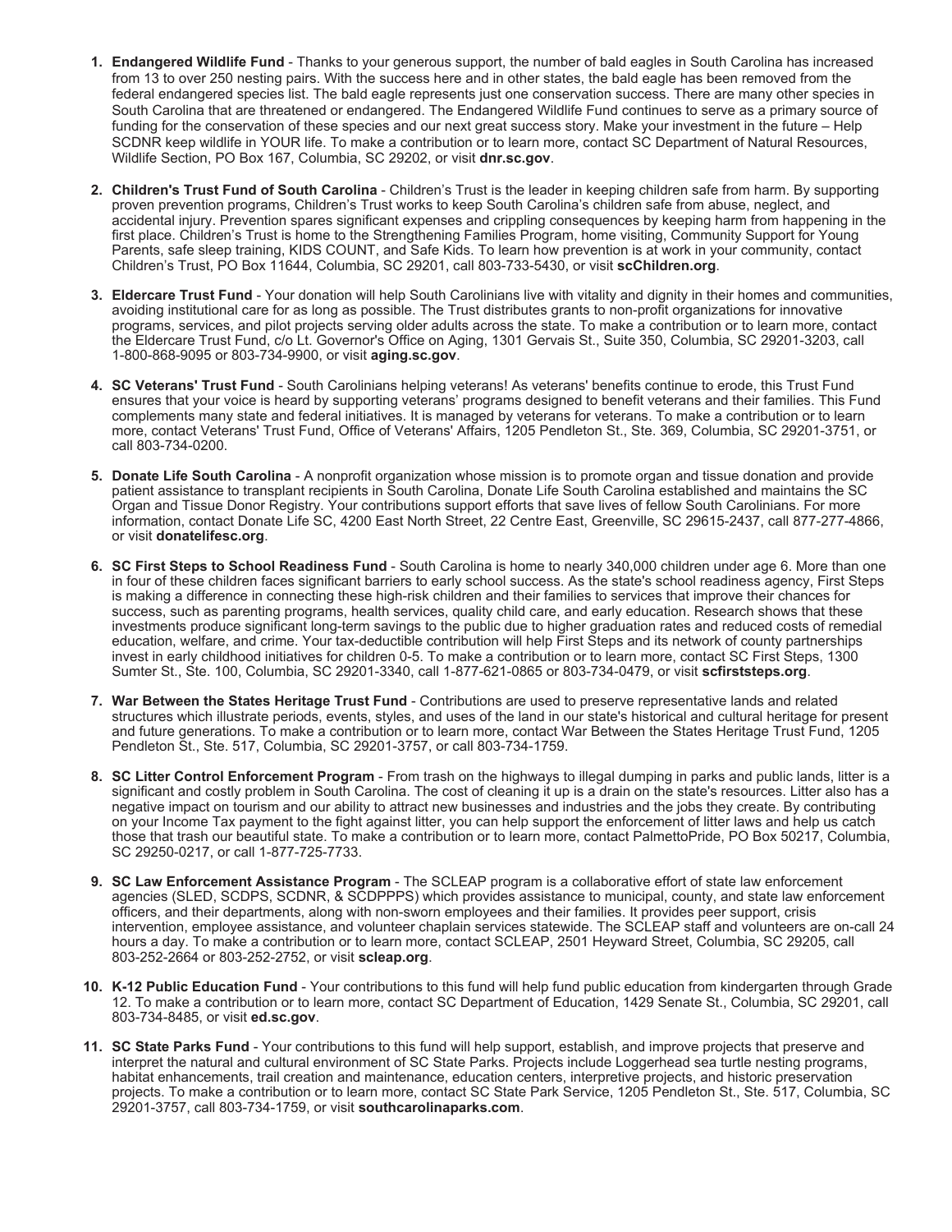1. **Endangered Wildlife Fund** - Thanks to your generous support, the number of bald eagles in South Carolina has increased from 13 to over 250 nesting pairs. With the success here and in other states, the bald eagle has been removed from the federal endangered species list. The bald eagle represents just one conservation success. There are many other species in South Carolina that are threatened or endangered. The Endangered Wildlife Fund continues to serve as a primary source of funding for the conservation of these species and our next great success story. Make your investment in the future – Help SCDNR keep wildlife in YOUR life. To make a contribution or to learn more, contact SC Department of Natural Resources, Wildlife Section, PO Box 167, Columbia, SC 29202, or visit **dnr.sc.gov**.

2. **Children's Trust Fund of South Carolina** - Children's Trust is the leader in keeping children safe from harm. By supporting proven prevention programs, Children's Trust works to keep South Carolina's children safe from abuse, neglect, and accidental injury. Prevention spares significant expenses and crippling consequences by keeping harm from happening in the first place. Children's Trust is home to the Strengthening Families Program, home visiting, Community Support for Young Parents, safe sleep training, KIDS COUNT, and Safe Kids. To learn how prevention is at work in your community, contact Children's Trust, PO Box 11644, Columbia, SC 29201, call 803-733-5430, or visit **scChildren.org**.

3. **Eldercare Trust Fund** - Your donation will help South Carolinians live with vitality and dignity in their homes and communities, avoiding institutional care for as long as possible. The Trust distributes grants to non-profit organizations for innovative programs, services, and pilot projects serving older adults across the state. To make a contribution or to learn more, contact the Eldercare Trust Fund, c/o Lt. Governor's Office on Aging, 1301 Gervais St., Suite 350, Columbia, SC 29201-3203, call 1-800-868-9095 or 803-734-9900, or visit **aging.sc.gov**.

4. **SC Veterans' Trust Fund** - South Carolinians helping veterans! As veterans' benefits continue to erode, this Trust Fund ensures that your voice is heard by supporting veterans' programs designed to benefit veterans and their families. This Fund complements many state and federal initiatives. It is managed by veterans for veterans. To make a contribution or to learn more, contact Veterans' Trust Fund, Office of Veterans' Affairs, 1205 Pendleton St., Ste. 369, Columbia, SC 29201-3751, or call 803-734-0200.

5. **Donate Life South Carolina** - A nonprofit organization whose mission is to promote organ and tissue donation and provide patient assistance to transplant recipients in South Carolina, Donate Life South Carolina established and maintains the SC Organ and Tissue Donor Registry. Your contributions support efforts that save lives of fellow South Carolinians. For more information, contact Donate Life SC, 4200 East North Street, 22 Centre East, Greenville, SC 29615-2437, call 877-277-4866, or visit **donatelifesc.org**.

6. **SC First Steps to School Readiness Fund** - South Carolina is home to nearly 340,000 children under age 6. More than one in four of these children faces significant barriers to early school success. As the state's school readiness agency, First Steps is making a difference in connecting these high-risk children and their families to services that improve their chances for success, such as parenting programs, health services, quality child care, and early education. Research shows that these investments produce significant long-term savings to the public due to higher graduation rates and reduced costs of remedial education, welfare, and crime. Your tax-deductible contribution will help First Steps and its network of county partnerships invest in early childhood initiatives for children 0-5. To make a contribution or to learn more, contact SC First Steps, 1300 Sumter St., Ste. 100, Columbia, SC 29201-3340, call 1-877-621-0865 or 803-734-0479, or visit **scfirststeps.org**.

7. **War Between the States Heritage Trust Fund** - Contributions are used to preserve representative lands and related structures which illustrate periods, events, styles, and uses of the land in our state's historical and cultural heritage for present and future generations. To make a contribution or to learn more, contact War Between the States Heritage Trust Fund, 1205 Pendleton St., Ste. 517, Columbia, SC 29201-3757, or call 803-734-1759.

8. **SC Litter Control Enforcement Program** - From trash on the highways to illegal dumping in parks and public lands, litter is a significant and costly problem in South Carolina. The cost of cleaning it up is a drain on the state's resources. Litter also has a negative impact on tourism and our ability to attract new businesses and industries and the jobs they create. By contributing on your Income Tax payment to the fight against litter, you can help support the enforcement of litter laws and help us catch those that trash our beautiful state. To make a contribution or to learn more, contact PalmettoPride, PO Box 50217, Columbia, SC 29250-0217, or call 1-877-725-7733.

9. **SC Law Enforcement Assistance Program** - The SCLEAP program is a collaborative effort of state law enforcement agencies (SLED, SCDPS, SCDNR, & SCDPPPS) which provides assistance to municipal, county, and state law enforcement officers, and their departments, along with non-sworn employees and their families. It provides peer support, crisis intervention, employee assistance, and volunteer chaplain services statewide. The SCLEAP staff and volunteers are on-call 24 hours a day. To make a contribution or to learn more, contact SCLEAP, 2501 Heyward Street, Columbia, SC 29205, call 803-252-2664 or 803-252-2752, or visit **scleap.org**.

10. **K-12 Public Education Fund** - Your contributions to this fund will help fund public education from kindergarten through Grade 12. To make a contribution or to learn more, contact SC Department of Education, 1429 Senate St., Columbia, SC 29201, call 803-734-8485, or visit **ed.sc.gov**.

11. **SC State Parks Fund** - Your contributions to this fund will help support, establish, and improve projects that preserve and interpret the natural and cultural environment of SC State Parks. Projects include Loggerhead sea turtle nesting programs, habitat enhancements, trail creation and maintenance, education centers, interpretive projects, and historic preservation projects. To make a contribution or to learn more, contact SC State Park Service, 1205 Pendleton St., Ste. 517, Columbia, SC 29201-3757, call 803-734-1759, or visit **southcarolinaparks.com**.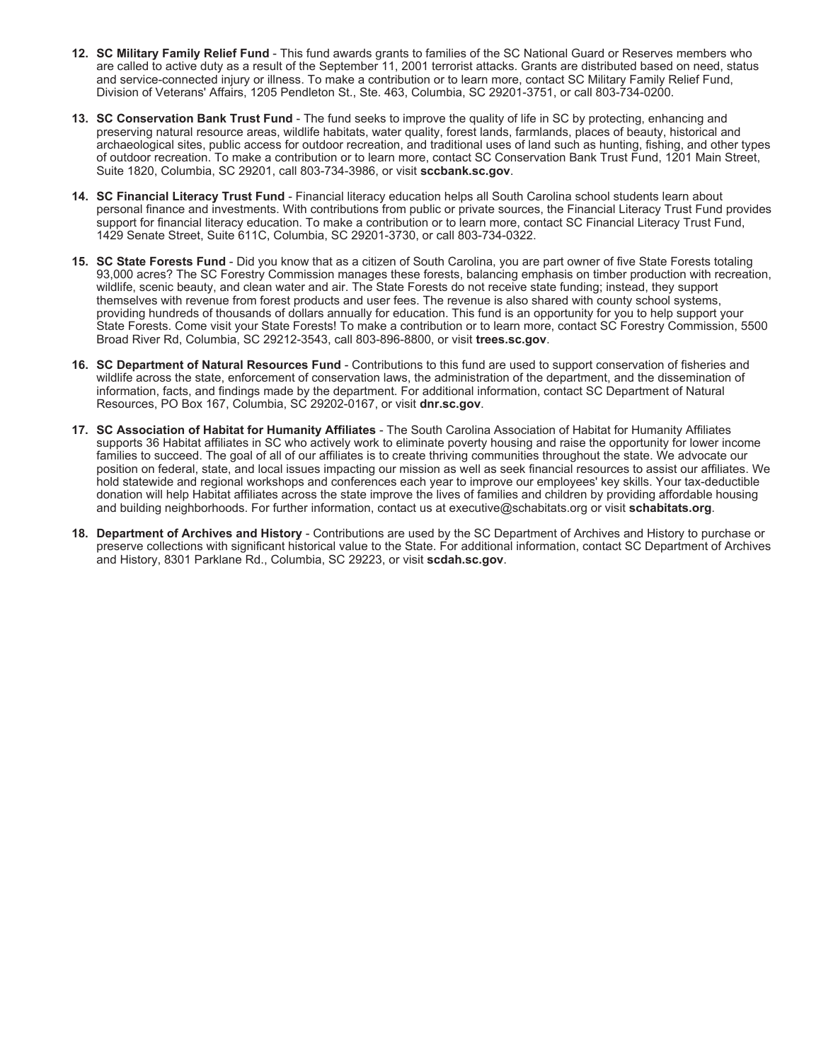12. **SC Military Family Relief Fund** - This fund awards grants to families of the SC National Guard or Reserves members who are called to active duty as a result of the September 11, 2001 terrorist attacks. Grants are distributed based on need, status and service-connected injury or illness. To make a contribution or to learn more, contact SC Military Family Relief Fund, Division of Veterans' Affairs, 1205 Pendleton St., Ste. 463, Columbia, SC 29201-3751, or call 803-734-0200.

13. **SC Conservation Bank Trust Fund** - The fund seeks to improve the quality of life in SC by protecting, enhancing and preserving natural resource areas, wildlife habitats, water quality, forest lands, farmlands, places of beauty, historical and archaeological sites, public access for outdoor recreation, and traditional uses of land such as hunting, fishing, and other types of outdoor recreation. To make a contribution or to learn more, contact SC Conservation Bank Trust Fund, 1201 Main Street, Suite 1820, Columbia, SC 29201, call 803-734-3986, or visit **sccbank.sc.gov**.

14. **SC Financial Literacy Trust Fund** - Financial literacy education helps all South Carolina school students learn about personal finance and investments. With contributions from public or private sources, the Financial Literacy Trust Fund provides support for financial literacy education. To make a contribution or to learn more, contact SC Financial Literacy Trust Fund, 1429 Senate Street, Suite 611C, Columbia, SC 29201-3730, or call 803-734-0322.

15. **SC State Forests Fund** - Did you know that as a citizen of South Carolina, you are part owner of five State Forests totaling 93,000 acres? The SC Forestry Commission manages these forests, balancing emphasis on timber production with recreation, wildlife, scenic beauty, and clean water and air. The State Forests do not receive state funding; instead, they support themselves with revenue from forest products and user fees. The revenue is also shared with county school systems, providing hundreds of thousands of dollars annually for education. This fund is an opportunity for you to help support your State Forests. Come visit your State Forests! To make a contribution or to learn more, contact SC Forestry Commission, 5500 Broad River Rd, Columbia, SC 29212-3543, call 803-896-8800, or visit **trees.sc.gov**.

16. **SC Department of Natural Resources Fund** - Contributions to this fund are used to support conservation of fisheries and wildlife across the state, enforcement of conservation laws, the administration of the department, and the dissemination of information, facts, and findings made by the department. For additional information, contact SC Department of Natural Resources, PO Box 167, Columbia, SC 29202-0167, or visit **dnr.sc.gov**.

17. **SC Association of Habitat for Humanity Affiliates** - The South Carolina Association of Habitat for Humanity Affiliates supports 36 Habitat affiliates in SC who actively work to eliminate poverty housing and raise the opportunity for lower income families to succeed. The goal of all of our affiliates is to create thriving communities throughout the state. We advocate our position on federal, state, and local issues impacting our mission as well as seek financial resources to assist our affiliates. We hold statewide and regional workshops and conferences each year to improve our employees' key skills. Your tax-deductible donation will help Habitat affiliates across the state improve the lives of families and children by providing affordable housing and building neighborhoods. For further information, contact us at executive@schabitats.org or visit **schabitats.org**.

18. **Department of Archives and History** - Contributions are used by the SC Department of Archives and History to purchase or preserve collections with significant historical value to the State. For additional information, contact SC Department of Archives and History, 8301 Parklane Rd., Columbia, SC 29223, or visit **scdah.sc.gov**.